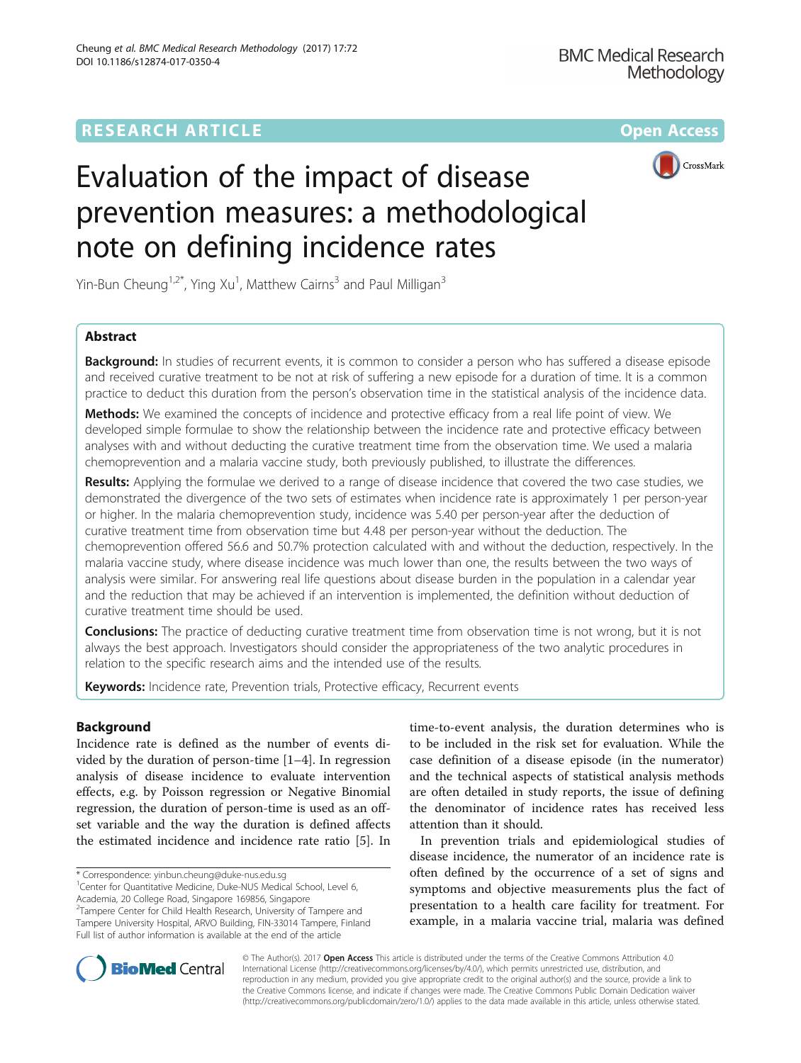RESEARCH ARTICLE Open Access

# Evaluation of the impact of disease prevention measures: a methodological note on defining incidence rates

Yin-Bun Cheung[1,2*], Ying Xu[1], Matthew Cairns[3] and Paul Milligan[3]

## Abstract

**Background:** In studies of recurrent events, it is common to consider a person who has suffered a disease episode and received curative treatment to be not at risk of suffering a new episode for a duration of time. It is a common practice to deduct this duration from the person's observation time in the statistical analysis of the incidence data.

**Methods:** We examined the concepts of incidence and protective efficacy from a real life point of view. We developed simple formulae to show the relationship between the incidence rate and protective efficacy between analyses with and without deducting the curative treatment time from the observation time. We used a malaria chemoprevention and a malaria vaccine study, both previously published, to illustrate the differences.

**Results:** Applying the formulae we derived to a range of disease incidence that covered the two case studies, we demonstrated the divergence of the two sets of estimates when incidence rate is approximately 1 per person-year or higher. In the malaria chemoprevention study, incidence was 5.40 per person-year after the deduction of curative treatment time from observation time but 4.48 per person-year without the deduction. The chemoprevention offered 56.6 and 50.7% protection calculated with and without the deduction, respectively. In the malaria vaccine study, where disease incidence was much lower than one, the results between the two ways of analysis were similar. For answering real life questions about disease burden in the population in a calendar year and the reduction that may be achieved if an intervention is implemented, the definition without deduction of curative treatment time should be used.

**Conclusions:** The practice of deducting curative treatment time from observation time is not wrong, but it is not always the best approach. Investigators should consider the appropriateness of the two analytic procedures in relation to the specific research aims and the intended use of the results.

**Keywords:** Incidence rate, Prevention trials, Protective efficacy, Recurrent events

## Background

Incidence rate is defined as the number of events divided by the duration of person-time [1–4]. In regression analysis of disease incidence to evaluate intervention effects, e.g. by Poisson regression or Negative Binomial regression, the duration of person-time is used as an offset variable and the way the duration is defined affects the estimated incidence and incidence rate ratio [5]. In time-to-event analysis, the duration determines who is to be included in the risk set for evaluation. While the case definition of a disease episode (in the numerator) and the technical aspects of statistical analysis methods are often detailed in study reports, the issue of defining the denominator of incidence rates has received less attention than it should.

In prevention trials and epidemiological studies of disease incidence, the numerator of an incidence rate is often defined by the occurrence of a set of signs and symptoms and objective measurements plus the fact of presentation to a health care facility for treatment. For example, in a malaria vaccine trial, malaria was defined

\* Correspondence: yinbun.cheung@duke-nus.edu.sg
[1]Center for Quantitative Medicine, Duke-NUS Medical School, Level 6, Academia, 20 College Road, Singapore 169856, Singapore
[2]Tampere Center for Child Health Research, University of Tampere and Tampere University Hospital, ARVO Building, FIN-33014 Tampere, Finland
Full list of author information is available at the end of the article

© The Author(s). 2017 **Open Access** This article is distributed under the terms of the Creative Commons Attribution 4.0 International License (http://creativecommons.org/licenses/by/4.0/), which permits unrestricted use, distribution, and reproduction in any medium, provided you give appropriate credit to the original author(s) and the source, provide a link to the Creative Commons license, and indicate if changes were made. The Creative Commons Public Domain Dedication waiver (http://creativecommons.org/publicdomain/zero/1.0/) applies to the data made available in this article, unless otherwise stated.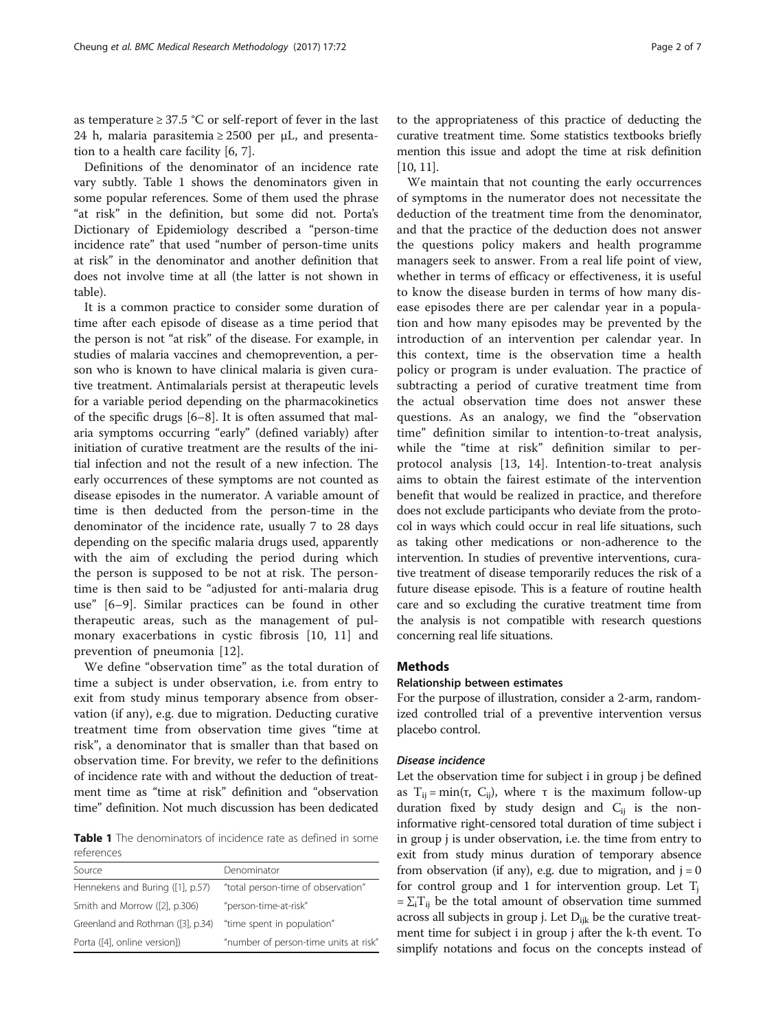as temperature ≥ 37.5 °C or self-report of fever in the last 24 h, malaria parasitemia ≥ 2500 per μL, and presentation to a health care facility [6, 7].

Definitions of the denominator of an incidence rate vary subtly. Table 1 shows the denominators given in some popular references. Some of them used the phrase "at risk" in the definition, but some did not. Porta's Dictionary of Epidemiology described a "person-time incidence rate" that used "number of person-time units at risk" in the denominator and another definition that does not involve time at all (the latter is not shown in table).

It is a common practice to consider some duration of time after each episode of disease as a time period that the person is not "at risk" of the disease. For example, in studies of malaria vaccines and chemoprevention, a person who is known to have clinical malaria is given curative treatment. Antimalarials persist at therapeutic levels for a variable period depending on the pharmacokinetics of the specific drugs [6–8]. It is often assumed that malaria symptoms occurring "early" (defined variably) after initiation of curative treatment are the results of the initial infection and not the result of a new infection. The early occurrences of these symptoms are not counted as disease episodes in the numerator. A variable amount of time is then deducted from the person-time in the denominator of the incidence rate, usually 7 to 28 days depending on the specific malaria drugs used, apparently with the aim of excluding the period during which the person is supposed to be not at risk. The person-time is then said to be "adjusted for anti-malaria drug use" [6–9]. Similar practices can be found in other therapeutic areas, such as the management of pulmonary exacerbations in cystic fibrosis [10, 11] and prevention of pneumonia [12].

We define "observation time" as the total duration of time a subject is under observation, i.e. from entry to exit from study minus temporary absence from observation (if any), e.g. due to migration. Deducting curative treatment time from observation time gives "time at risk", a denominator that is smaller than that based on observation time. For brevity, we refer to the definitions of incidence rate with and without the deduction of treatment time as "time at risk" definition and "observation time" definition. Not much discussion has been dedicated to the appropriateness of this practice of deducting the curative treatment time. Some statistics textbooks briefly mention this issue and adopt the time at risk definition [10, 11].

**Table 1** The denominators of incidence rate as defined in some references

| Source | Denominator |
| --- | --- |
| Hennekens and Buring ([1], p.57) | "total person-time of observation" |
| Smith and Morrow ([2], p.306) | "person-time-at-risk" |
| Greenland and Rothman ([3], p.34) | "time spent in population" |
| Porta ([4], online version]) | "number of person-time units at risk" |

We maintain that not counting the early occurrences of symptoms in the numerator does not necessitate the deduction of the treatment time from the denominator, and that the practice of the deduction does not answer the questions policy makers and health programme managers seek to answer. From a real life point of view, whether in terms of efficacy or effectiveness, it is useful to know the disease burden in terms of how many disease episodes there are per calendar year in a population and how many episodes may be prevented by the introduction of an intervention per calendar year. In this context, time is the observation time a health policy or program is under evaluation. The practice of subtracting a period of curative treatment time from the actual observation time does not answer these questions. As an analogy, we find the "observation time" definition similar to intention-to-treat analysis, while the "time at risk" definition similar to per-protocol analysis [13, 14]. Intention-to-treat analysis aims to obtain the fairest estimate of the intervention benefit that would be realized in practice, and therefore does not exclude participants who deviate from the protocol in ways which could occur in real life situations, such as taking other medications or non-adherence to the intervention. In studies of preventive interventions, curative treatment of disease temporarily reduces the risk of a future disease episode. This is a feature of routine health care and so excluding the curative treatment time from the analysis is not compatible with research questions concerning real life situations.

## Methods

### Relationship between estimates

For the purpose of illustration, consider a 2-arm, randomized controlled trial of a preventive intervention versus placebo control.

#### *Disease incidence*

Let the observation time for subject i in group j be defined as $T_{ij} = \min(\tau, C_{ij})$, where τ is the maximum follow-up duration fixed by study design and $C_{ij}$ is the non-informative right-censored total duration of time subject i in group j is under observation, i.e. the time from entry to exit from study minus duration of temporary absence from observation (if any), e.g. due to migration, and j = 0 for control group and 1 for intervention group. Let $T_j = \sum_i T_{ij}$ be the total amount of observation time summed across all subjects in group j. Let $D_{ijk}$ be the curative treatment time for subject i in group j after the k-th event. To simplify notations and focus on the concepts instead of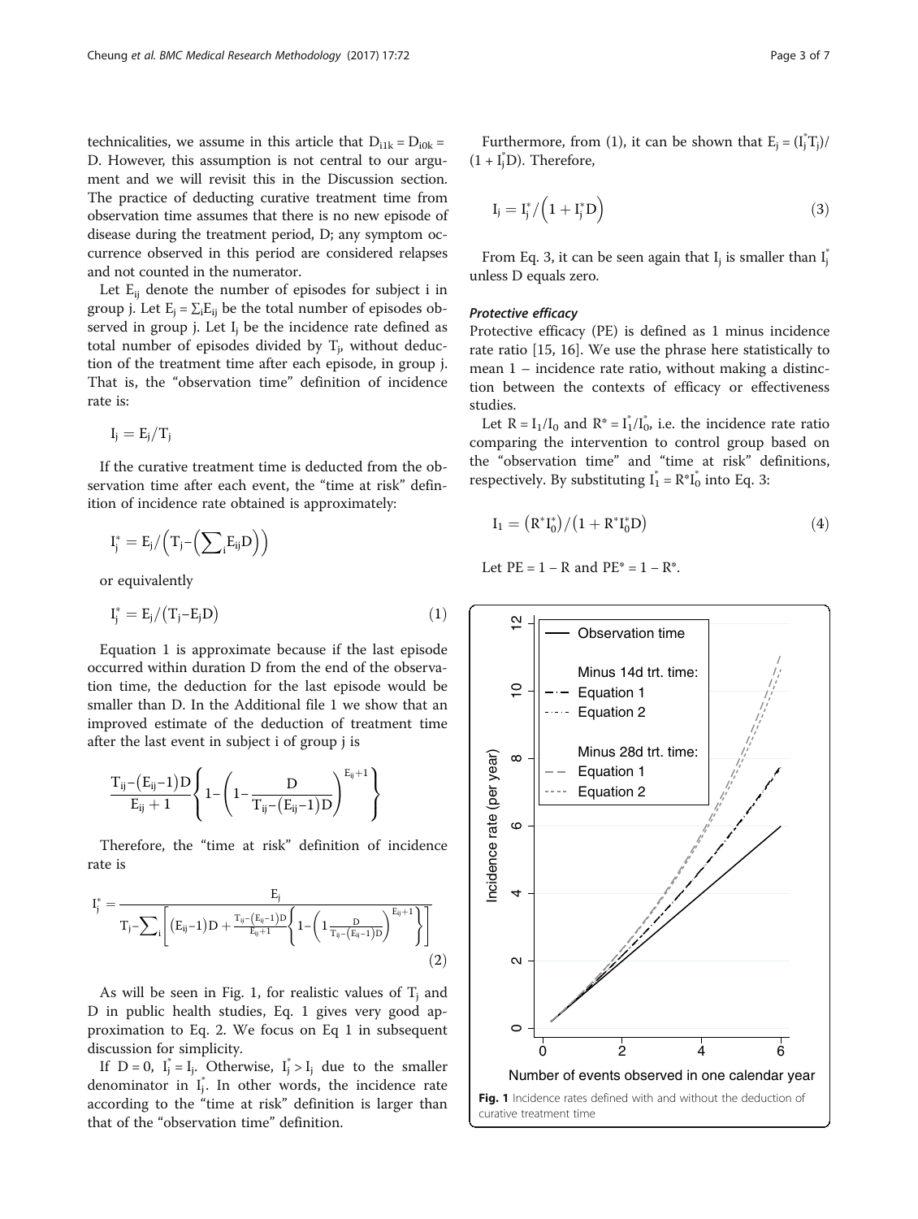technicalities, we assume in this article that $D_{i1k} = D_{i0k} = D$. However, this assumption is not central to our argument and we will revisit this in the Discussion section. The practice of deducting curative treatment time from observation time assumes that there is no new episode of disease during the treatment period, D; any symptom occurrence observed in this period are considered relapses and not counted in the numerator.

Let $E_{ij}$ denote the number of episodes for subject i in group j. Let $E_j = \sum_i E_{ij}$ be the total number of episodes observed in group j. Let $I_j$ be the incidence rate defined as total number of episodes divided by $T_j$, without deduction of the treatment time after each episode, in group j. That is, the "observation time" definition of incidence rate is:

$$I_j = E_j / T_j$$

If the curative treatment time is deducted from the observation time after each event, the "time at risk" definition of incidence rate obtained is approximately:

$$I_j^* = E_j / \left(T_j - \left(\sum_i E_{ij} D\right)\right)$$

or equivalently

$$I_j^* = E_j / \left(T_j - E_j D\right) \tag{1}$$

Equation 1 is approximate because if the last episode occurred within duration D from the end of the observation time, the deduction for the last episode would be smaller than D. In the Additional file 1 we show that an improved estimate of the deduction of treatment time after the last event in subject i of group j is

$$\frac{T_{ij} - (E_{ij} - 1)D}{E_{ij} + 1} \left\{ 1 - \left(1 - \frac{D}{T_{ij} - (E_{ij} - 1)D}\right)^{E_{ij}+1} \right\}$$

Therefore, the "time at risk" definition of incidence rate is

$$I_j^* = \frac{E_j}{T_j - \sum_i \left[ (E_{ij} - 1)D + \frac{T_{ij} - (E_{ij} - 1)D}{E_{ij} + 1} \left\{ 1 - \left(1 \frac{D}{T_{ij} - (E_{ij} - 1)D}\right)^{E_{ij}+1} \right\} \right]} \tag{2}$$

As will be seen in Fig. 1, for realistic values of $T_j$ and D in public health studies, Eq. 1 gives very good approximation to Eq. 2. We focus on Eq 1 in subsequent discussion for simplicity.

If $D = 0$, $I_j^* = I_j$. Otherwise, $I_j^* > I_j$ due to the smaller denominator in $I_j^*$. In other words, the incidence rate according to the "time at risk" definition is larger than that of the "observation time" definition.

Furthermore, from (1), it can be shown that $E_j = (I_j^* T_j) / (1 + I_j^* D)$. Therefore,

$$I_j = I_j^* / \left(1 + I_j^* D\right) \tag{3}$$

From Eq. 3, it can be seen again that $I_j$ is smaller than $I_j^*$ unless D equals zero.

#### *Protective efficacy*

Protective efficacy (PE) is defined as 1 minus incidence rate ratio [15, 16]. We use the phrase here statistically to mean 1 – incidence rate ratio, without making a distinction between the contexts of efficacy or effectiveness studies.

Let $R = I_1/I_0$ and $R^* = I_1^*/I_0^*$, i.e. the incidence rate ratio comparing the intervention to control group based on the "observation time" and "time at risk" definitions, respectively. By substituting $I_1^* = R^* I_0^*$ into Eq. 3:

$$I_1 = \left(R^* I_0^*\right) / \left(1 + R^* I_0^* D\right) \tag{4}$$

Let $PE = 1 - R$ and $PE^* = 1 - R^*$.

**Fig. 1** Incidence rates defined with and without the deduction of curative treatment time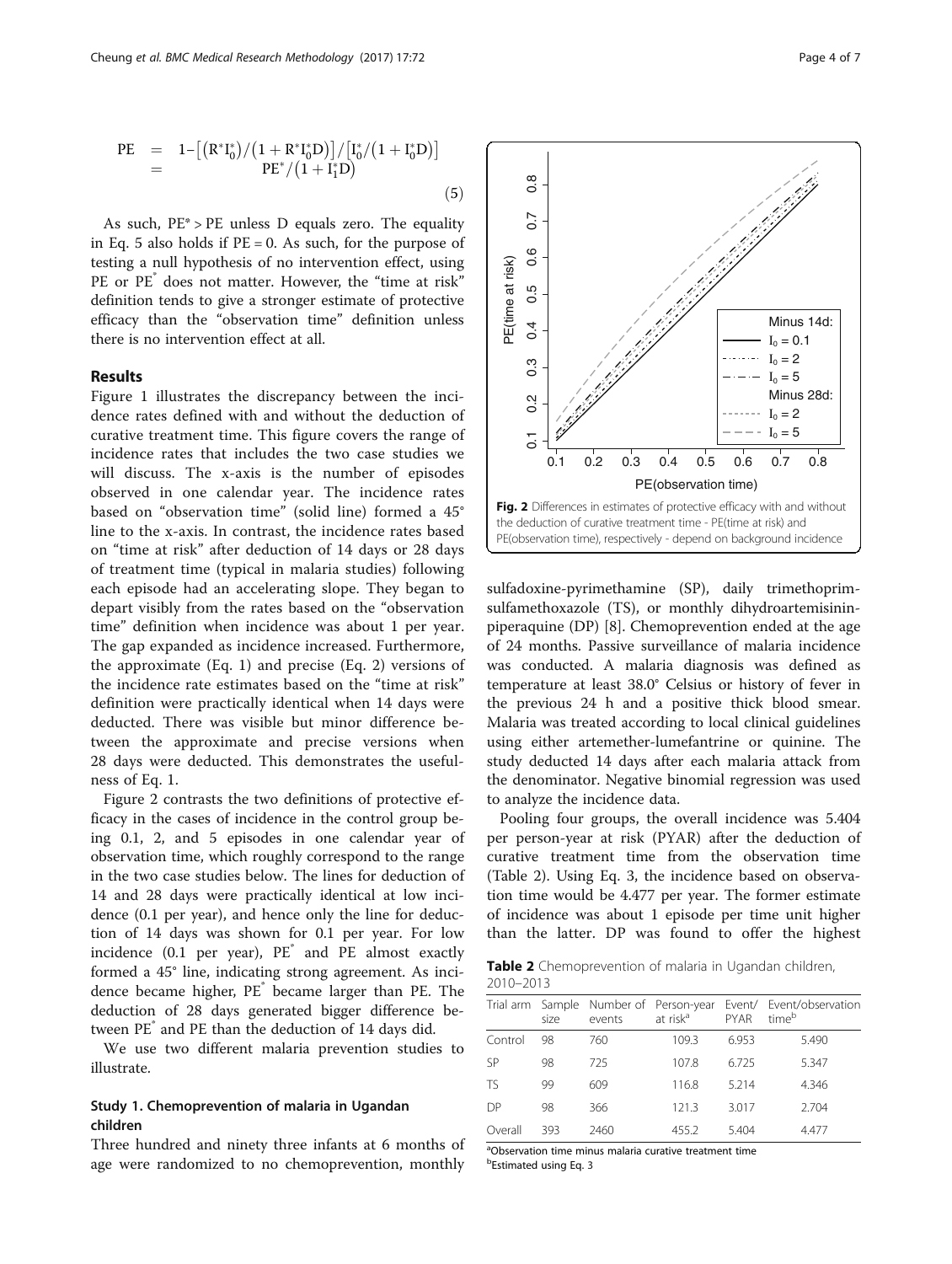$$
\begin{aligned}
\text{PE} &= 1-\left[\left(R^*I_0^*\right)/\left(1+R^*I_0^*D\right)\right]/\left[I_0^*/\left(1+I_0^*D\right)\right] \\
&= \text{PE}^*/\left(1+I_1^*D\right)
\end{aligned}
\tag{5}
$$

As such, $PE^* > PE$ unless D equals zero. The equality in Eq. 5 also holds if $PE = 0$. As such, for the purpose of testing a null hypothesis of no intervention effect, using PE or $PE^*$ does not matter. However, the "time at risk" definition tends to give a stronger estimate of protective efficacy than the "observation time" definition unless there is no intervention effect at all.

## Results

Figure 1 illustrates the discrepancy between the incidence rates defined with and without the deduction of curative treatment time. This figure covers the range of incidence rates that includes the two case studies we will discuss. The x-axis is the number of episodes observed in one calendar year. The incidence rates based on "observation time" (solid line) formed a 45° line to the x-axis. In contrast, the incidence rates based on "time at risk" after deduction of 14 days or 28 days of treatment time (typical in malaria studies) following each episode had an accelerating slope. They began to depart visibly from the rates based on the "observation time" definition when incidence was about 1 per year. The gap expanded as incidence increased. Furthermore, the approximate (Eq. 1) and precise (Eq. 2) versions of the incidence rate estimates based on the "time at risk" definition were practically identical when 14 days were deducted. There was visible but minor difference between the approximate and precise versions when 28 days were deducted. This demonstrates the usefulness of Eq. 1.

Figure 2 contrasts the two definitions of protective efficacy in the cases of incidence in the control group being 0.1, 2, and 5 episodes in one calendar year of observation time, which roughly correspond to the range in the two case studies below. The lines for deduction of 14 and 28 days were practically identical at low incidence (0.1 per year), and hence only the line for deduction of 14 days was shown for 0.1 per year. For low incidence (0.1 per year), $PE^*$ and PE almost exactly formed a 45° line, indicating strong agreement. As incidence became higher, $PE^*$ became larger than PE. The deduction of 28 days generated bigger difference between $PE^*$ and PE than the deduction of 14 days did.

We use two different malaria prevention studies to illustrate.

### Study 1. Chemoprevention of malaria in Ugandan children

Three hundred and ninety three infants at 6 months of age were randomized to no chemoprevention, monthly sulfadoxine-pyrimethamine (SP), daily trimethoprim-sulfamethoxazole (TS), or monthly dihydroartemisinin-piperaquine (DP) [8]. Chemoprevention ended at the age of 24 months. Passive surveillance of malaria incidence was conducted. A malaria diagnosis was defined as temperature at least 38.0° Celsius or history of fever in the previous 24 h and a positive thick blood smear. Malaria was treated according to local clinical guidelines using either artemether-lumefantrine or quinine. The study deducted 14 days after each malaria attack from the denominator. Negative binomial regression was used to analyze the incidence data.

Pooling four groups, the overall incidence was 5.404 per person-year at risk (PYAR) after the deduction of curative treatment time from the observation time (Table 2). Using Eq. 3, the incidence based on observation time would be 4.477 per year. The former estimate of incidence was about 1 episode per time unit higher than the latter. DP was found to offer the highest

**Fig. 2** Differences in estimates of protective efficacy with and without the deduction of curative treatment time - PE(time at risk) and PE(observation time), respectively - depend on background incidence

**Table 2** Chemoprevention of malaria in Ugandan children, 2010–2013

| Trial arm | Sample size | Number of events | Person-year at risk[a] | Event/PYAR | Event/observation time[b] |
|---|---|---|---|---|---|
| Control | 98 | 760 | 109.3 | 6.953 | 5.490 |
| SP | 98 | 725 | 107.8 | 6.725 | 5.347 |
| TS | 99 | 609 | 116.8 | 5.214 | 4.346 |
| DP | 98 | 366 | 121.3 | 3.017 | 2.704 |
| Overall | 393 | 2460 | 455.2 | 5.404 | 4.477 |

[a]Observation time minus malaria curative treatment time
[b]Estimated using Eq. 3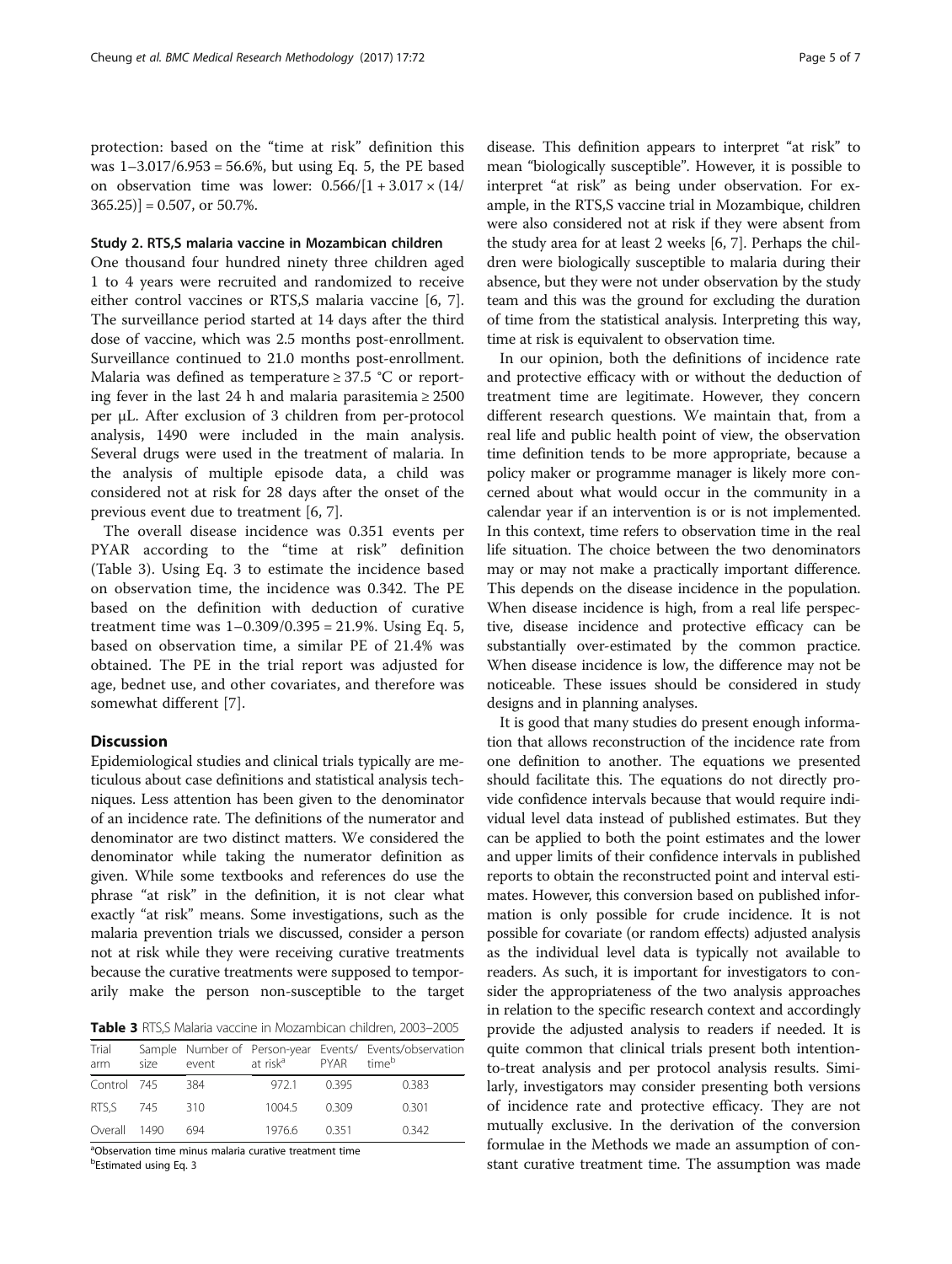protection: based on the "time at risk" definition this was $1-3.017/6.953 = 56.6\%$, but using Eq. 5, the PE based on observation time was lower: $0.566/[1 + 3.017 \times (14/365.25)] = 0.507$, or 50.7%.

### Study 2. RTS,S malaria vaccine in Mozambican children

One thousand four hundred ninety three children aged 1 to 4 years were recruited and randomized to receive either control vaccines or RTS,S malaria vaccine [6, 7]. The surveillance period started at 14 days after the third dose of vaccine, which was 2.5 months post-enrollment. Surveillance continued to 21.0 months post-enrollment. Malaria was defined as temperature ≥ 37.5 °C or reporting fever in the last 24 h and malaria parasitemia ≥ 2500 per μL. After exclusion of 3 children from per-protocol analysis, 1490 were included in the main analysis. Several drugs were used in the treatment of malaria. In the analysis of multiple episode data, a child was considered not at risk for 28 days after the onset of the previous event due to treatment [6, 7].

The overall disease incidence was 0.351 events per PYAR according to the "time at risk" definition (Table 3). Using Eq. 3 to estimate the incidence based on observation time, the incidence was 0.342. The PE based on the definition with deduction of curative treatment time was $1-0.309/0.395 = 21.9\%$. Using Eq. 5, based on observation time, a similar PE of 21.4% was obtained. The PE in the trial report was adjusted for age, bednet use, and other covariates, and therefore was somewhat different [7].

## Discussion

Epidemiological studies and clinical trials typically are meticulous about case definitions and statistical analysis techniques. Less attention has been given to the denominator of an incidence rate. The definitions of the numerator and denominator are two distinct matters. We considered the denominator while taking the numerator definition as given. While some textbooks and references do use the phrase "at risk" in the definition, it is not clear what exactly "at risk" means. Some investigations, such as the malaria prevention trials we discussed, consider a person not at risk while they were receiving curative treatments because the curative treatments were supposed to temporarily make the person non-susceptible to the target disease. This definition appears to interpret "at risk" to mean "biologically susceptible". However, it is possible to interpret "at risk" as being under observation. For example, in the RTS,S vaccine trial in Mozambique, children were also considered not at risk if they were absent from the study area for at least 2 weeks [6, 7]. Perhaps the children were biologically susceptible to malaria during their absence, but they were not under observation by the study team and this was the ground for excluding the duration of time from the statistical analysis. Interpreting this way, time at risk is equivalent to observation time.

**Table 3** RTS,S Malaria vaccine in Mozambican children, 2003–2005

| Trial arm | Sample size | Number of event | Person-year at risk[a] | Events/PYAR | Events/observation time[b] |
|---|---|---|---|---|---|
| Control | 745 | 384 | 972.1 | 0.395 | 0.383 |
| RTS,S | 745 | 310 | 1004.5 | 0.309 | 0.301 |
| Overall | 1490 | 694 | 1976.6 | 0.351 | 0.342 |

[a]Observation time minus malaria curative treatment time
[b]Estimated using Eq. 3

In our opinion, both the definitions of incidence rate and protective efficacy with or without the deduction of treatment time are legitimate. However, they concern different research questions. We maintain that, from a real life and public health point of view, the observation time definition tends to be more appropriate, because a policy maker or programme manager is likely more concerned about what would occur in the community in a calendar year if an intervention is or is not implemented. In this context, time refers to observation time in the real life situation. The choice between the two denominators may or may not make a practically important difference. This depends on the disease incidence in the population. When disease incidence is high, from a real life perspective, disease incidence and protective efficacy can be substantially over-estimated by the common practice. When disease incidence is low, the difference may not be noticeable. These issues should be considered in study designs and in planning analyses.

It is good that many studies do present enough information that allows reconstruction of the incidence rate from one definition to another. The equations we presented should facilitate this. The equations do not directly provide confidence intervals because that would require individual level data instead of published estimates. But they can be applied to both the point estimates and the lower and upper limits of their confidence intervals in published reports to obtain the reconstructed point and interval estimates. However, this conversion based on published information is only possible for crude incidence. It is not possible for covariate (or random effects) adjusted analysis as the individual level data is typically not available to readers. As such, it is important for investigators to consider the appropriateness of the two analysis approaches in relation to the specific research context and accordingly provide the adjusted analysis to readers if needed. It is quite common that clinical trials present both intention-to-treat analysis and per protocol analysis results. Similarly, investigators may consider presenting both versions of incidence rate and protective efficacy. They are not mutually exclusive. In the derivation of the conversion formulae in the Methods we made an assumption of constant curative treatment time. The assumption was made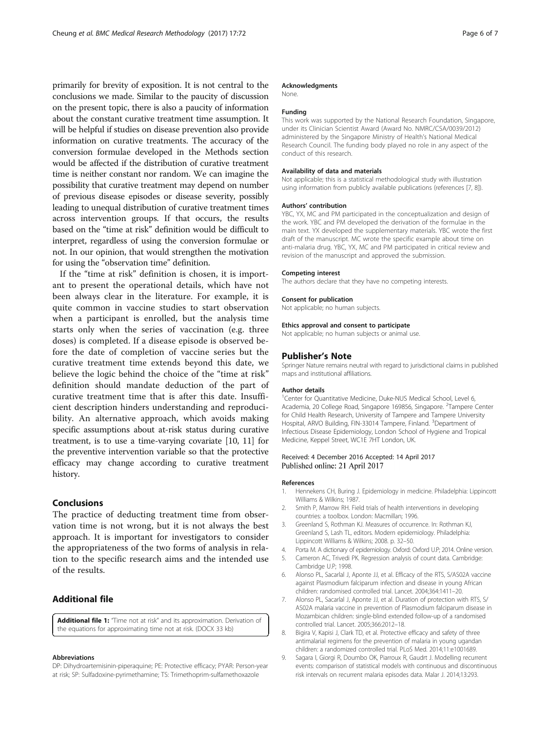primarily for brevity of exposition. It is not central to the conclusions we made. Similar to the paucity of discussion on the present topic, there is also a paucity of information about the constant curative treatment time assumption. It will be helpful if studies on disease prevention also provide information on curative treatments. The accuracy of the conversion formulae developed in the Methods section would be affected if the distribution of curative treatment time is neither constant nor random. We can imagine the possibility that curative treatment may depend on number of previous disease episodes or disease severity, possibly leading to unequal distribution of curative treatment times across intervention groups. If that occurs, the results based on the "time at risk" definition would be difficult to interpret, regardless of using the conversion formulae or not. In our opinion, that would strengthen the motivation for using the "observation time" definition.

If the "time at risk" definition is chosen, it is important to present the operational details, which have not been always clear in the literature. For example, it is quite common in vaccine studies to start observation when a participant is enrolled, but the analysis time starts only when the series of vaccination (e.g. three doses) is completed. If a disease episode is observed before the date of completion of vaccine series but the curative treatment time extends beyond this date, we believe the logic behind the choice of the "time at risk" definition should mandate deduction of the part of curative treatment time that is after this date. Insufficient description hinders understanding and reproducibility. An alternative approach, which avoids making specific assumptions about at-risk status during curative treatment, is to use a time-varying covariate [10, 11] for the preventive intervention variable so that the protective efficacy may change according to curative treatment history.

## Conclusions

The practice of deducting treatment time from observation time is not wrong, but it is not always the best approach. It is important for investigators to consider the appropriateness of the two forms of analysis in relation to the specific research aims and the intended use of the results.

## Additional file

**Additional file 1:** "Time not at risk" and its approximation. Derivation of the equations for approximating time not at risk. (DOCX 33 kb)

#### Abbreviations

DP: Dihydroartemisinin-piperaquine; PE: Protective efficacy; PYAR: Person-year at risk; SP: Sulfadoxine-pyrimethamine; TS: Trimethoprim-sulfamethoxazole

#### Acknowledgments

None.

#### Funding

This work was supported by the National Research Foundation, Singapore, under its Clinician Scientist Award (Award No. NMRC/CSA/0039/2012) administered by the Singapore Ministry of Health's National Medical Research Council. The funding body played no role in any aspect of the conduct of this research.

#### Availability of data and materials

Not applicable; this is a statistical methodological study with illustration using information from publicly available publications (references [7, 8]).

#### Authors' contribution

YBC, YX, MC and PM participated in the conceptualization and design of the work. YBC and PM developed the derivation of the formulae in the main text. YX developed the supplementary materials. YBC wrote the first draft of the manuscript. MC wrote the specific example about time on anti-malaria drug. YBC, YX, MC and PM participated in critical review and revision of the manuscript and approved the submission.

#### Competing interest

The authors declare that they have no competing interests.

#### Consent for publication

Not applicable; no human subjects.

#### Ethics approval and consent to participate

Not applicable; no human subjects or animal use.

## Publisher's Note

Springer Nature remains neutral with regard to jurisdictional claims in published maps and institutional affiliations.

#### Author details

[1]Center for Quantitative Medicine, Duke-NUS Medical School, Level 6, Academia, 20 College Road, Singapore 169856, Singapore. [2]Tampere Center for Child Health Research, University of Tampere and Tampere University Hospital, ARVO Building, FIN-33014 Tampere, Finland. [3]Department of Infectious Disease Epidemiology, London School of Hygiene and Tropical Medicine, Keppel Street, WC1E 7HT London, UK.

Received: 4 December 2016 Accepted: 14 April 2017
Published online: 21 April 2017

#### References

1. Hennekens CH, Buring J. Epidemiology in medicine. Philadelphia: Lippincott Williams & Wilkins; 1987.
2. Smith P, Marrow RH. Field trials of health interventions in developing countries: a toolbox. London: Macmillan; 1996.
3. Greenland S, Rothman KJ. Measures of occurrence. In: Rothman KJ, Greenland S, Lash TL, editors. Modern epidemiology. Philadelphia: Lippincott Williams & Wilkins; 2008. p. 32–50.
4. Porta M. A dictionary of epidemiology. Oxford: Oxford U.P; 2014. Online version.
5. Cameron AC, Trivedi PK. Regression analysis of count data. Cambridge: Cambridge U.P; 1998.
6. Alonso PL, Sacarlal J, Aponte JJ, et al. Efficacy of the RTS, S/AS02A vaccine against Plasmodium falciparum infection and disease in young African children: randomised controlled trial. Lancet. 2004;364:1411–20.
7. Alonso PL, Sacarlal J, Aponte JJ, et al. Duration of protection with RTS, S/AS02A malaria vaccine in prevention of Plasmodium falciparum disease in Mozambican children: single-blind extended follow-up of a randomised controlled trial. Lancet. 2005;366:2012–18.
8. Bigira V, Kapisi J, Clark TD, et al. Protective efficacy and safety of three antimalarial regimens for the prevention of malaria in young ugandan children: a randomized controlled trial. PLoS Med. 2014;11:e1001689.
9. Sagara I, Giorgi R, Doumbo OK, Piarroux R, Gaudrt J. Modelling recurrent events: comparison of statistical models with continuous and discontinuous risk intervals on recurrent malaria episodes data. Malar J. 2014;13:293.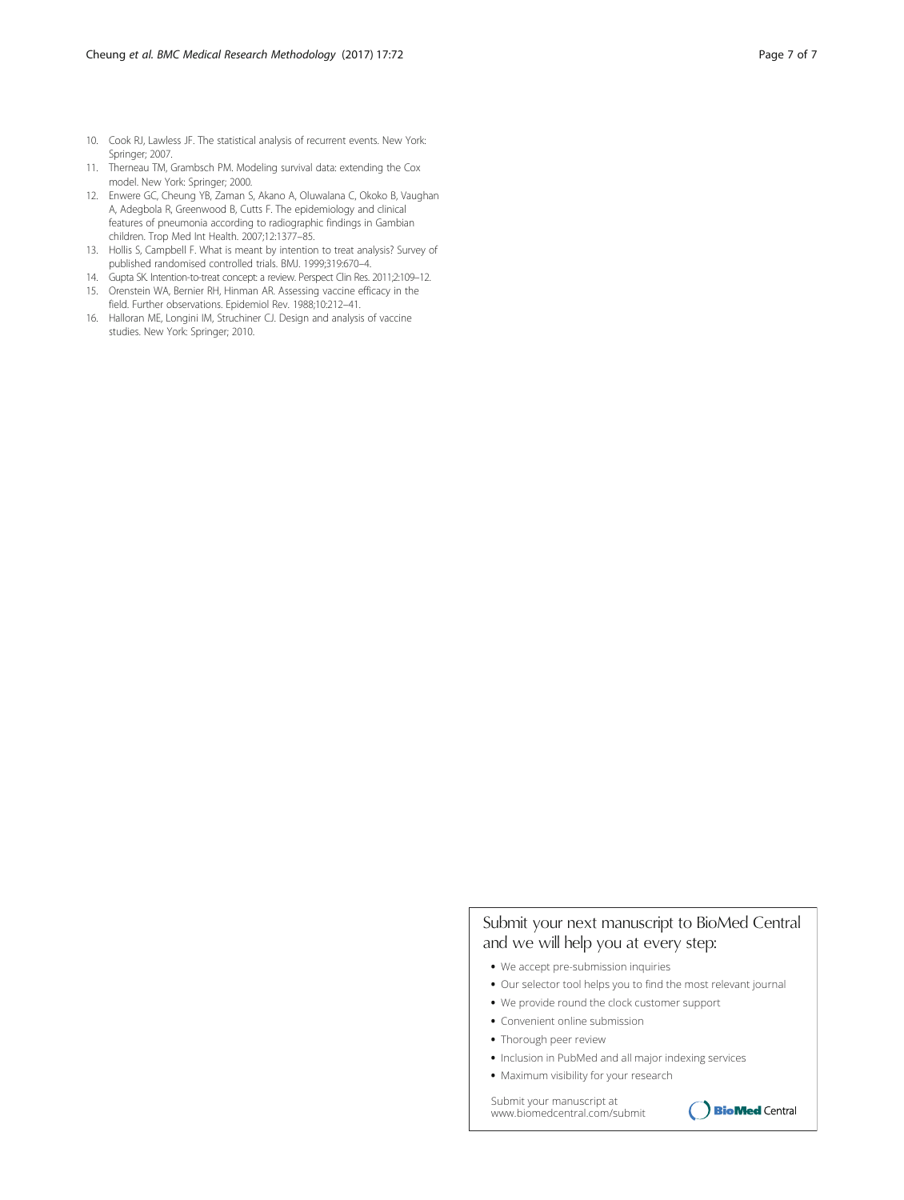10. Cook RJ, Lawless JF. The statistical analysis of recurrent events. New York: Springer; 2007.
11. Therneau TM, Grambsch PM. Modeling survival data: extending the Cox model. New York: Springer; 2000.
12. Enwere GC, Cheung YB, Zaman S, Akano A, Oluwalana C, Okoko B, Vaughan A, Adegbola R, Greenwood B, Cutts F. The epidemiology and clinical features of pneumonia according to radiographic findings in Gambian children. Trop Med Int Health. 2007;12:1377–85.
13. Hollis S, Campbell F. What is meant by intention to treat analysis? Survey of published randomised controlled trials. BMJ. 1999;319:670–4.
14. Gupta SK. Intention-to-treat concept: a review. Perspect Clin Res. 2011;2:109–12.
15. Orenstein WA, Bernier RH, Hinman AR. Assessing vaccine efficacy in the field. Further observations. Epidemiol Rev. 1988;10:212–41.
16. Halloran ME, Longini IM, Struchiner CJ. Design and analysis of vaccine studies. New York: Springer; 2010.

Submit your next manuscript to BioMed Central and we will help you at every step:

- We accept pre-submission inquiries
- Our selector tool helps you to find the most relevant journal
- We provide round the clock customer support
- Convenient online submission
- Thorough peer review
- Inclusion in PubMed and all major indexing services
- Maximum visibility for your research

Submit your manuscript at www.biomedcentral.com/submit

BioMed Central